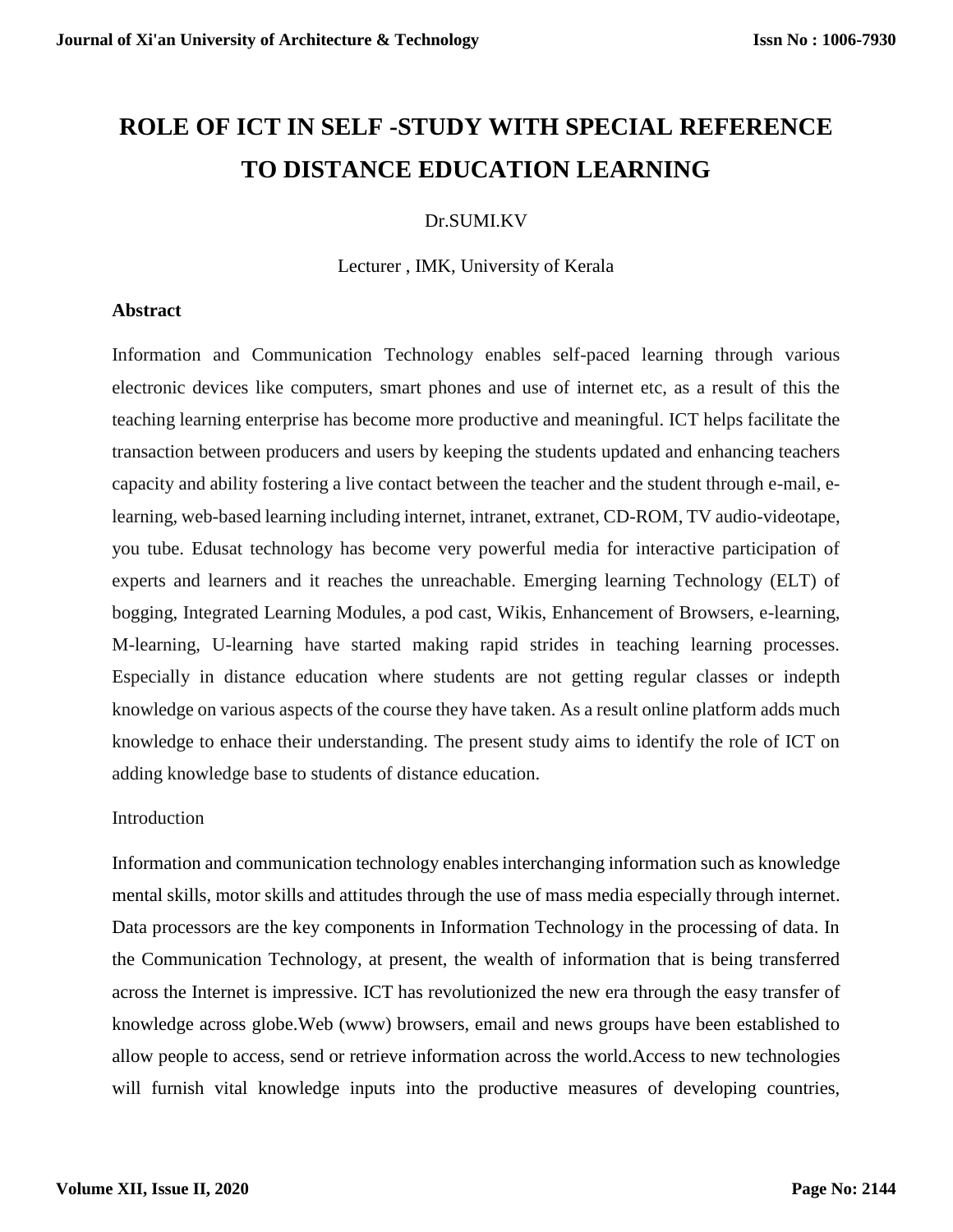# ROLE OF ICT IN SELF -STUDY WITH SPECIAL REFERENCE TO DISTANCE EDUCATION LEARNING

Dr.SUMI.KV

Lecturer , IMK, University of Kerala

## Abstract

Information and Communication Technology enables self-paced learning through various electronic devices like computers, smart phones and use of internet etc, as a result of this the teaching learning enterprise has become more productive and meaningful. ICT helps facilitate the transaction between producers and users by keeping the students updated and enhancing teachers capacity and ability fostering a live contact between the teacher and the student through e-mail, e-learning, web-based learning including internet, intranet, extranet, CD-ROM, TV audio-videotape, you tube. Edusat technology has become very powerful media for interactive participation of experts and learners and it reaches the unreachable. Emerging learning Technology (ELT) of bogging, Integrated Learning Modules, a pod cast, Wikis, Enhancement of Browsers, e-learning, M-learning, U-learning have started making rapid strides in teaching learning processes. Especially in distance education where students are not getting regular classes or indepth knowledge on various aspects of the course they have taken. As a result online platform adds much knowledge to enhace their understanding. The present study aims to identify the role of ICT on adding knowledge base to students of distance education.

## Introduction

Information and communication technology enables interchanging information such as knowledge mental skills, motor skills and attitudes through the use of mass media especially through internet. Data processors are the key components in Information Technology in the processing of data. In the Communication Technology, at present, the wealth of information that is being transferred across the Internet is impressive. ICT has revolutionized the new era through the easy transfer of knowledge across globe.Web (www) browsers, email and news groups have been established to allow people to access, send or retrieve information across the world.Access to new technologies will furnish vital knowledge inputs into the productive measures of developing countries,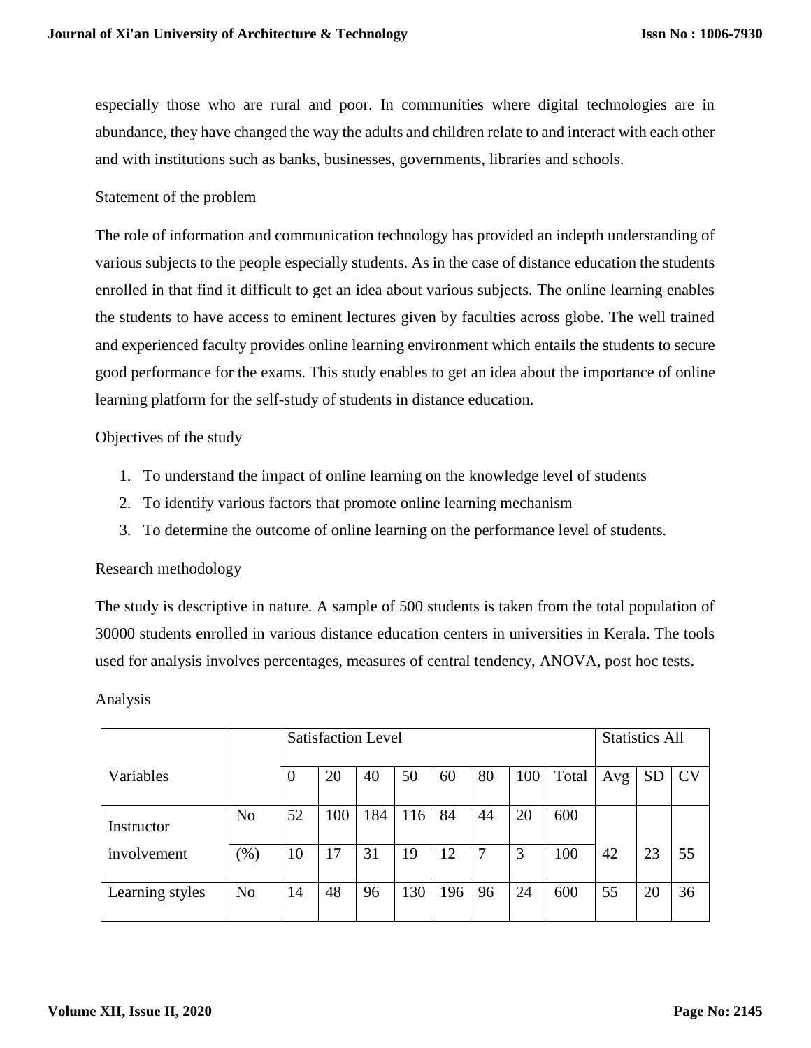especially those who are rural and poor. In communities where digital technologies are in abundance, they have changed the way the adults and children relate to and interact with each other and with institutions such as banks, businesses, governments, libraries and schools.

Statement of the problem

The role of information and communication technology has provided an indepth understanding of various subjects to the people especially students. As in the case of distance education the students enrolled in that find it difficult to get an idea about various subjects. The online learning enables the students to have access to eminent lectures given by faculties across globe. The well trained and experienced faculty provides online learning environment which entails the students to secure good performance for the exams. This study enables to get an idea about the importance of online learning platform for the self-study of students in distance education.

Objectives of the study

1. To understand the impact of online learning on the knowledge level of students
2. To identify various factors that promote online learning mechanism
3. To determine the outcome of online learning on the performance level of students.

Research methodology

The study is descriptive in nature. A sample of 500 students is taken from the total population of 30000 students enrolled in various distance education centers in universities in Kerala. The tools used for analysis involves percentages, measures of central tendency, ANOVA, post hoc tests.

Analysis

| Variables | | Satisfaction Level | | | | | | | | Statistics All | | |
|---|---|---|---|---|---|---|---|---|---|---|---|---|
| | | 0 | 20 | 40 | 50 | 60 | 80 | 100 | Total | Avg | SD | CV |
| Instructor involvement | No | 52 | 100 | 184 | 116 | 84 | 44 | 20 | 600 | 42 | 23 | 55 |
| | (%) | 10 | 17 | 31 | 19 | 12 | 7 | 3 | 100 | | | |
| Learning styles | No | 14 | 48 | 96 | 130 | 196 | 96 | 24 | 600 | 55 | 20 | 36 |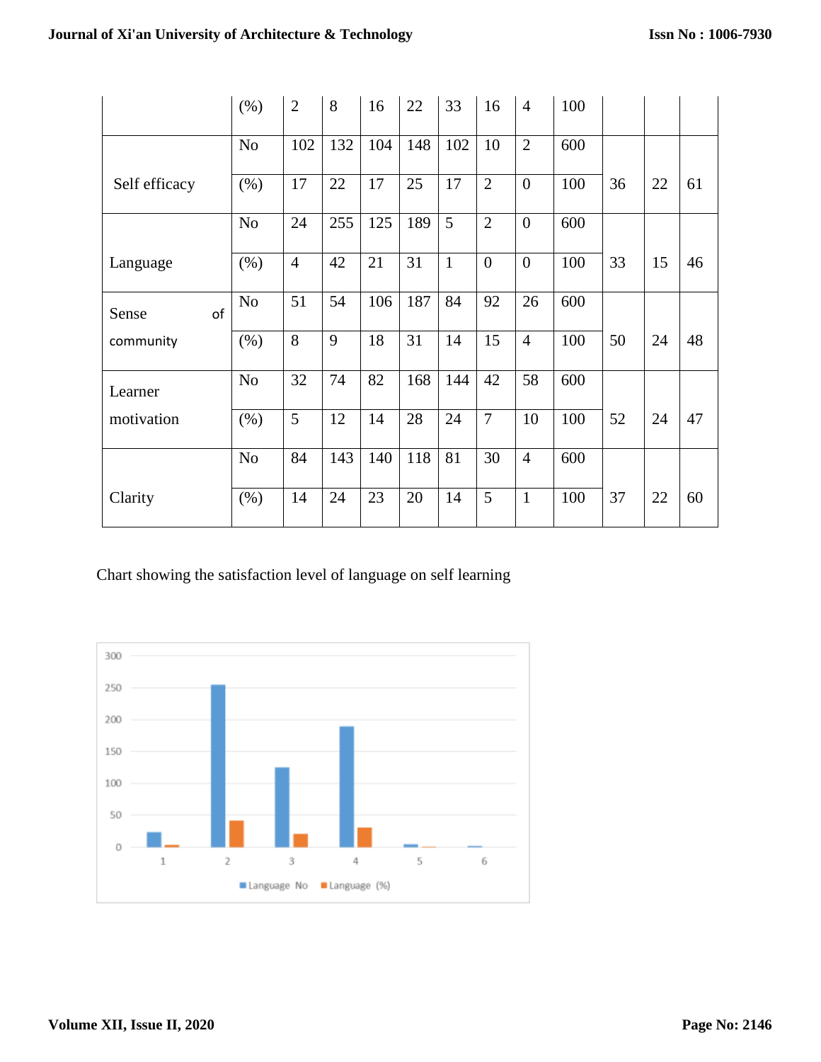|  | (%) | 2 | 8 | 16 | 22 | 33 | 16 | 4 | 100 |  |  |  |
|---|---|---|---|---|---|---|---|---|---|---|---|---|
| Self efficacy | No | 102 | 132 | 104 | 148 | 102 | 10 | 2 | 600 | 36 | 22 | 61 |
|  | (%) | 17 | 22 | 17 | 25 | 17 | 2 | 0 | 100 |  |  |  |
| Language | No | 24 | 255 | 125 | 189 | 5 | 2 | 0 | 600 | 33 | 15 | 46 |
|  | (%) | 4 | 42 | 21 | 31 | 1 | 0 | 0 | 100 |  |  |  |
| Sense of community | No | 51 | 54 | 106 | 187 | 84 | 92 | 26 | 600 | 50 | 24 | 48 |
|  | (%) | 8 | 9 | 18 | 31 | 14 | 15 | 4 | 100 |  |  |  |
| Learner motivation | No | 32 | 74 | 82 | 168 | 144 | 42 | 58 | 600 | 52 | 24 | 47 |
|  | (%) | 5 | 12 | 14 | 28 | 24 | 7 | 10 | 100 |  |  |  |
| Clarity | No | 84 | 143 | 140 | 118 | 81 | 30 | 4 | 600 | 37 | 22 | 60 |
|  | (%) | 14 | 24 | 23 | 20 | 14 | 5 | 1 | 100 |  |  |  |

Chart showing the satisfaction level of language on self learning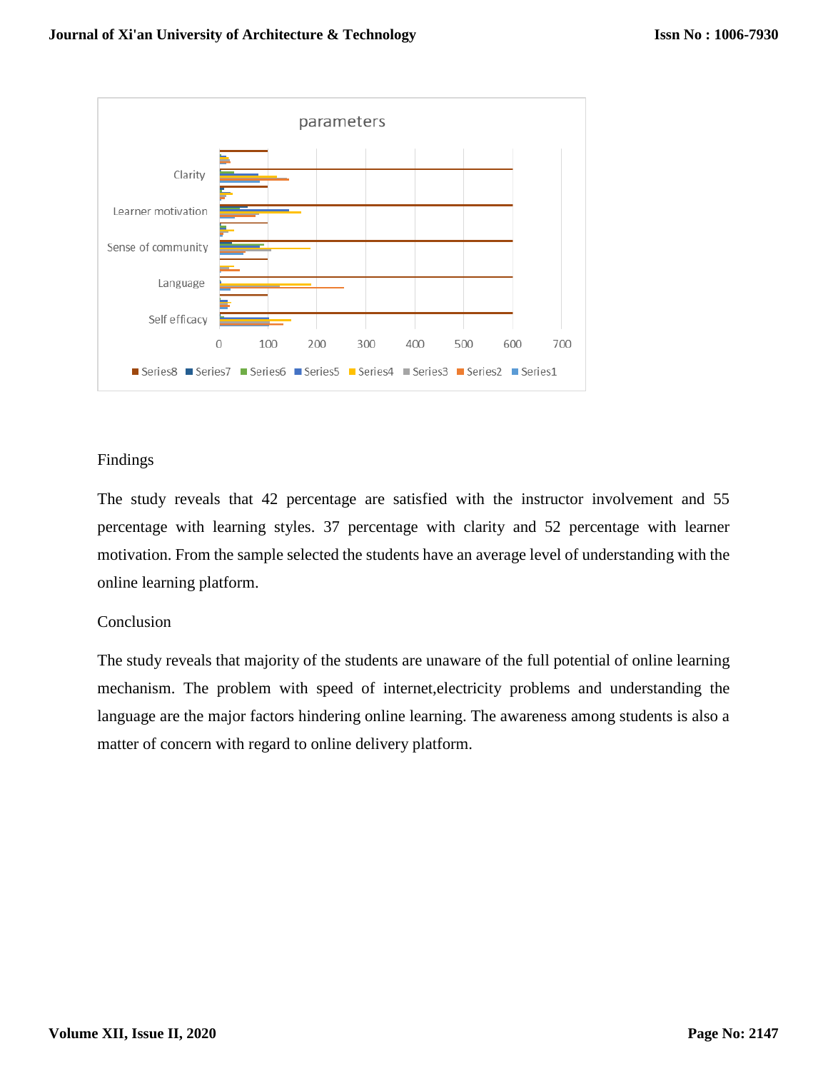Findings

The study reveals that 42 percentage are satisfied with the instructor involvement and 55 percentage with learning styles. 37 percentage with clarity and 52 percentage with learner motivation. From the sample selected the students have an average level of understanding with the online learning platform.

Conclusion

The study reveals that majority of the students are unaware of the full potential of online learning mechanism. The problem with speed of internet,electricity problems and understanding the language are the major factors hindering online learning. The awareness among students is also a matter of concern with regard to online delivery platform.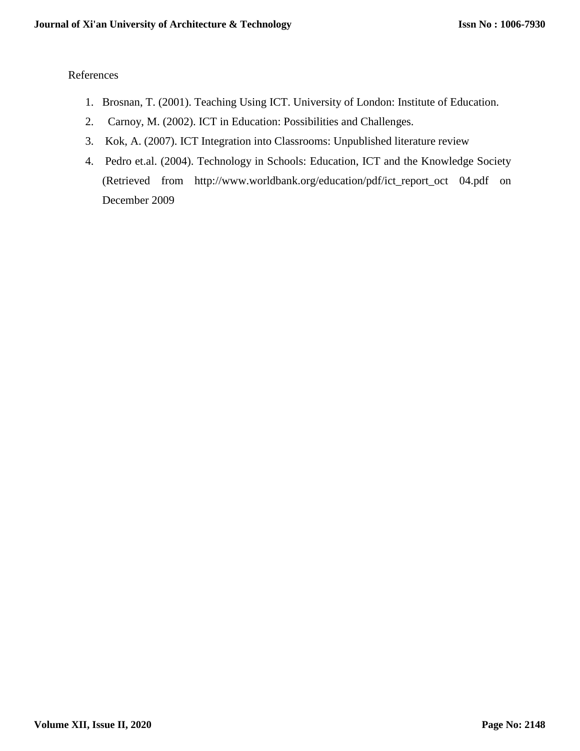References

1. Brosnan, T. (2001). Teaching Using ICT. University of London: Institute of Education.
2. Carnoy, M. (2002). ICT in Education: Possibilities and Challenges.
3. Kok, A. (2007). ICT Integration into Classrooms: Unpublished literature review
4. Pedro et.al. (2004). Technology in Schools: Education, ICT and the Knowledge Society (Retrieved from http://www.worldbank.org/education/pdf/ict_report_oct 04.pdf on December 2009